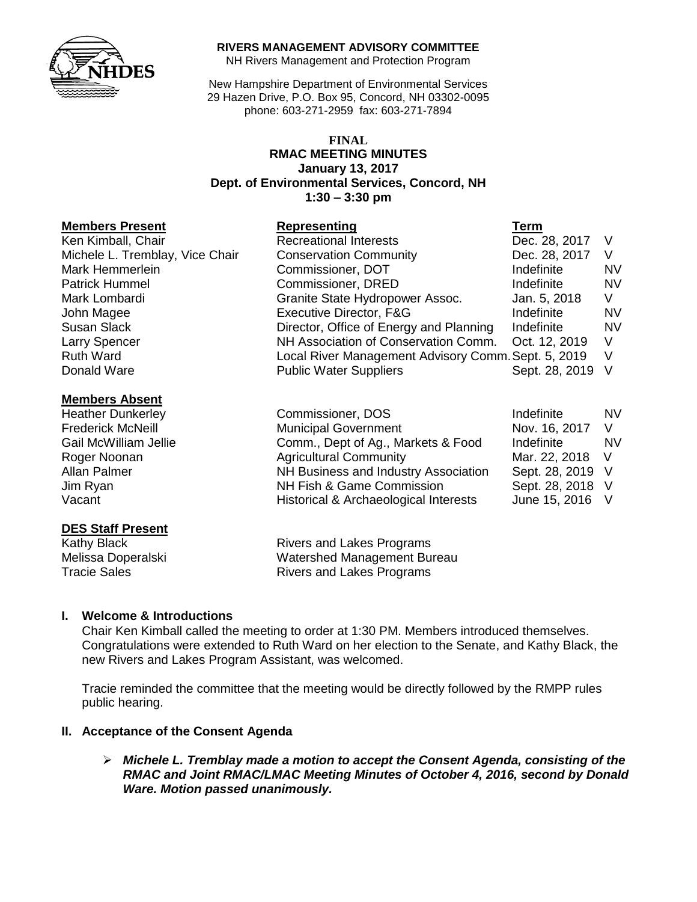**RIVERS MANAGEMENT ADVISORY COMMITTEE**
NH Rivers Management and Protection Program

New Hampshire Department of Environmental Services
29 Hazen Drive, P.O. Box 95, Concord, NH 03302-0095
phone: 603-271-2959 fax: 603-271-7894

**FINAL**
**RMAC MEETING MINUTES**
**January 13, 2017**
**Dept. of Environmental Services, Concord, NH**
**1:30 – 3:30 pm**

| **Members Present** | **Representing** | **Term** | |
|---|---|---|---|
| Ken Kimball, Chair | Recreational Interests | Dec. 28, 2017 | V |
| Michele L. Tremblay, Vice Chair | Conservation Community | Dec. 28, 2017 | V |
| Mark Hemmerlein | Commissioner, DOT | Indefinite | NV |
| Patrick Hummel | Commissioner, DRED | Indefinite | NV |
| Mark Lombardi | Granite State Hydropower Assoc. | Jan. 5, 2018 | V |
| John Magee | Executive Director, F&G | Indefinite | NV |
| Susan Slack | Director, Office of Energy and Planning | Indefinite | NV |
| Larry Spencer | NH Association of Conservation Comm. | Oct. 12, 2019 | V |
| Ruth Ward | Local River Management Advisory Comm. | Sept. 5, 2019 | V |
| Donald Ware | Public Water Suppliers | Sept. 28, 2019 | V |

| **Members Absent** | | | |
|---|---|---|---|
| Heather Dunkerley | Commissioner, DOS | Indefinite | NV |
| Frederick McNeill | Municipal Government | Nov. 16, 2017 | V |
| Gail McWilliam Jellie | Comm., Dept of Ag., Markets & Food | Indefinite | NV |
| Roger Noonan | Agricultural Community | Mar. 22, 2018 | V |
| Allan Palmer | NH Business and Industry Association | Sept. 28, 2019 | V |
| Jim Ryan | NH Fish & Game Commission | Sept. 28, 2018 | V |
| Vacant | Historical & Archaeological Interests | June 15, 2016 | V |

| **DES Staff Present** | |
|---|---|
| Kathy Black | Rivers and Lakes Programs |
| Melissa Doperalski | Watershed Management Bureau |
| Tracie Sales | Rivers and Lakes Programs |

## I. Welcome & Introductions

Chair Ken Kimball called the meeting to order at 1:30 PM. Members introduced themselves. Congratulations were extended to Ruth Ward on her election to the Senate, and Kathy Black, the new Rivers and Lakes Program Assistant, was welcomed.

Tracie reminded the committee that the meeting would be directly followed by the RMPP rules public hearing.

## II. Acceptance of the Consent Agenda

- ***Michele L. Tremblay made a motion to accept the Consent Agenda, consisting of the RMAC and Joint RMAC/LMAC Meeting Minutes of October 4, 2016, second by Donald Ware. Motion passed unanimously.***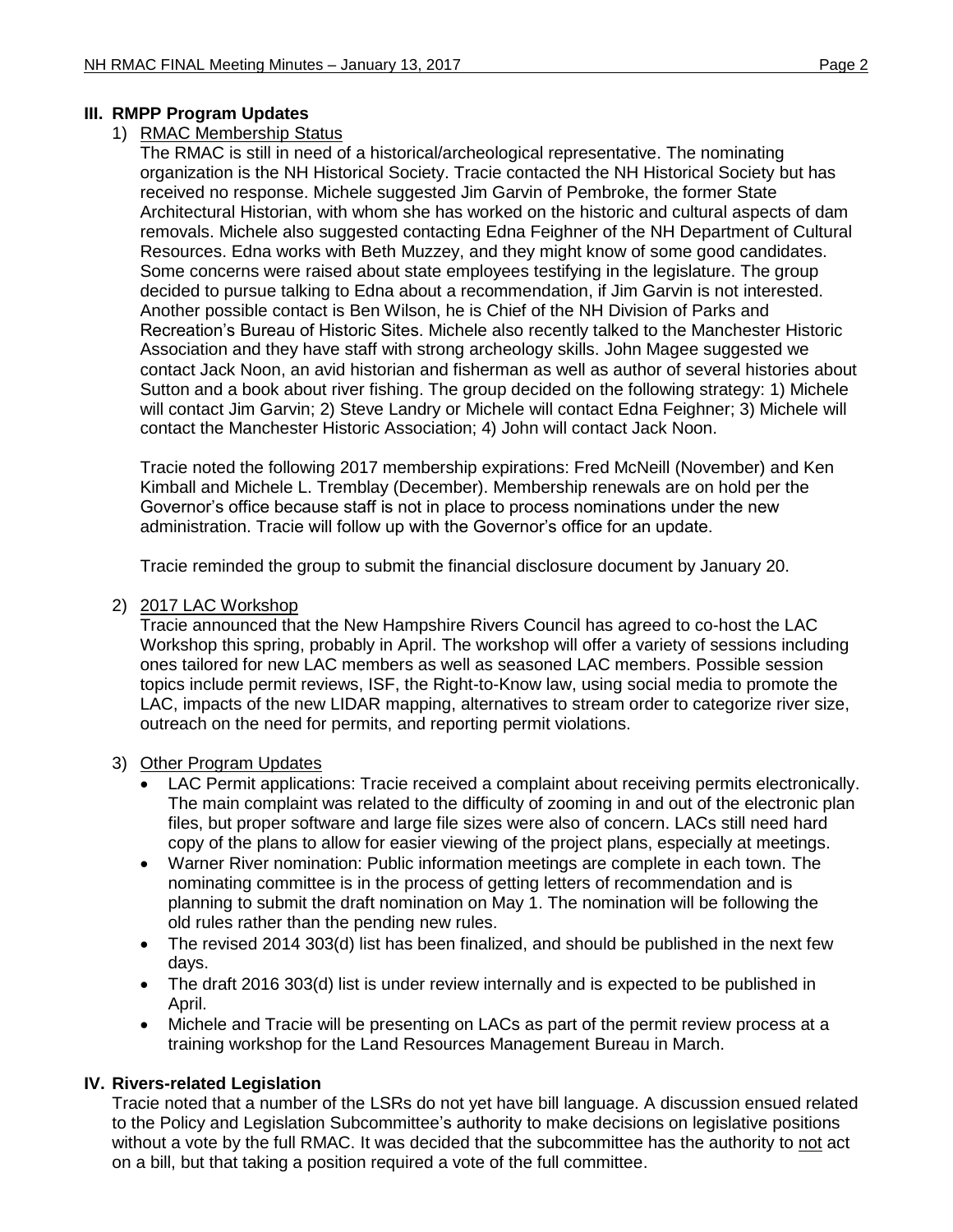## III. RMPP Program Updates

1) RMAC Membership Status

   The RMAC is still in need of a historical/archeological representative. The nominating organization is the NH Historical Society. Tracie contacted the NH Historical Society but has received no response. Michele suggested Jim Garvin of Pembroke, the former State Architectural Historian, with whom she has worked on the historic and cultural aspects of dam removals. Michele also suggested contacting Edna Feighner of the NH Department of Cultural Resources. Edna works with Beth Muzzey, and they might know of some good candidates. Some concerns were raised about state employees testifying in the legislature. The group decided to pursue talking to Edna about a recommendation, if Jim Garvin is not interested. Another possible contact is Ben Wilson, he is Chief of the NH Division of Parks and Recreation's Bureau of Historic Sites. Michele also recently talked to the Manchester Historic Association and they have staff with strong archeology skills. John Magee suggested we contact Jack Noon, an avid historian and fisherman as well as author of several histories about Sutton and a book about river fishing. The group decided on the following strategy: 1) Michele will contact Jim Garvin; 2) Steve Landry or Michele will contact Edna Feighner; 3) Michele will contact the Manchester Historic Association; 4) John will contact Jack Noon.

   Tracie noted the following 2017 membership expirations: Fred McNeill (November) and Ken Kimball and Michele L. Tremblay (December). Membership renewals are on hold per the Governor's office because staff is not in place to process nominations under the new administration. Tracie will follow up with the Governor's office for an update.

   Tracie reminded the group to submit the financial disclosure document by January 20.

2) 2017 LAC Workshop

   Tracie announced that the New Hampshire Rivers Council has agreed to co-host the LAC Workshop this spring, probably in April. The workshop will offer a variety of sessions including ones tailored for new LAC members as well as seasoned LAC members. Possible session topics include permit reviews, ISF, the Right-to-Know law, using social media to promote the LAC, impacts of the new LIDAR mapping, alternatives to stream order to categorize river size, outreach on the need for permits, and reporting permit violations.

3) Other Program Updates

   - LAC Permit applications: Tracie received a complaint about receiving permits electronically. The main complaint was related to the difficulty of zooming in and out of the electronic plan files, but proper software and large file sizes were also of concern. LACs still need hard copy of the plans to allow for easier viewing of the project plans, especially at meetings.
   - Warner River nomination: Public information meetings are complete in each town. The nominating committee is in the process of getting letters of recommendation and is planning to submit the draft nomination on May 1. The nomination will be following the old rules rather than the pending new rules.
   - The revised 2014 303(d) list has been finalized, and should be published in the next few days.
   - The draft 2016 303(d) list is under review internally and is expected to be published in April.
   - Michele and Tracie will be presenting on LACs as part of the permit review process at a training workshop for the Land Resources Management Bureau in March.

## IV. Rivers-related Legislation

Tracie noted that a number of the LSRs do not yet have bill language. A discussion ensued related to the Policy and Legislation Subcommittee's authority to make decisions on legislative positions without a vote by the full RMAC. It was decided that the subcommittee has the authority to not act on a bill, but that taking a position required a vote of the full committee.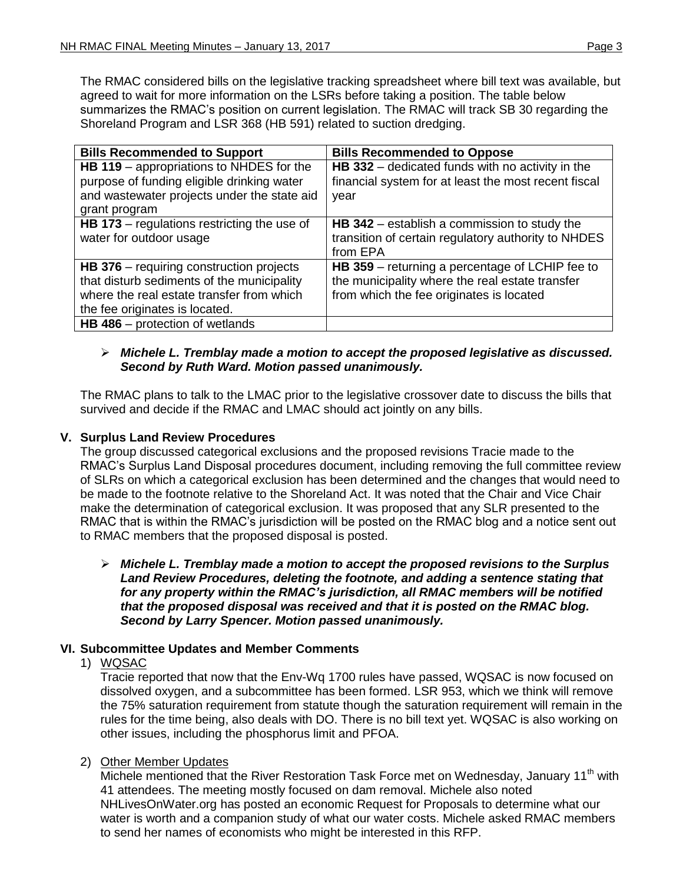The RMAC considered bills on the legislative tracking spreadsheet where bill text was available, but agreed to wait for more information on the LSRs before taking a position. The table below summarizes the RMAC's position on current legislation. The RMAC will track SB 30 regarding the Shoreland Program and LSR 368 (HB 591) related to suction dredging.

| Bills Recommended to Support | Bills Recommended to Oppose |
|---|---|
| **HB 119** – appropriations to NHDES for the purpose of funding eligible drinking water and wastewater projects under the state aid grant program | **HB 332** – dedicated funds with no activity in the financial system for at least the most recent fiscal year |
| **HB 173** – regulations restricting the use of water for outdoor usage | **HB 342** – establish a commission to study the transition of certain regulatory authority to NHDES from EPA |
| **HB 376** – requiring construction projects that disturb sediments of the municipality where the real estate transfer from which the fee originates is located. | **HB 359** – returning a percentage of LCHIP fee to the municipality where the real estate transfer from which the fee originates is located |
| **HB 486** – protection of wetlands | |

- ***Michele L. Tremblay made a motion to accept the proposed legislative as discussed. Second by Ruth Ward. Motion passed unanimously.***

The RMAC plans to talk to the LMAC prior to the legislative crossover date to discuss the bills that survived and decide if the RMAC and LMAC should act jointly on any bills.

## V. Surplus Land Review Procedures

The group discussed categorical exclusions and the proposed revisions Tracie made to the RMAC's Surplus Land Disposal procedures document, including removing the full committee review of SLRs on which a categorical exclusion has been determined and the changes that would need to be made to the footnote relative to the Shoreland Act. It was noted that the Chair and Vice Chair make the determination of categorical exclusion. It was proposed that any SLR presented to the RMAC that is within the RMAC's jurisdiction will be posted on the RMAC blog and a notice sent out to RMAC members that the proposed disposal is posted.

- ***Michele L. Tremblay made a motion to accept the proposed revisions to the Surplus Land Review Procedures, deleting the footnote, and adding a sentence stating that for any property within the RMAC's jurisdiction, all RMAC members will be notified that the proposed disposal was received and that it is posted on the RMAC blog. Second by Larry Spencer. Motion passed unanimously.***

## VI. Subcommittee Updates and Member Comments

1) <u>WQSAC</u>

Tracie reported that now that the Env-Wq 1700 rules have passed, WQSAC is now focused on dissolved oxygen, and a subcommittee has been formed. LSR 953, which we think will remove the 75% saturation requirement from statute though the saturation requirement will remain in the rules for the time being, also deals with DO. There is no bill text yet. WQSAC is also working on other issues, including the phosphorus limit and PFOA.

2) <u>Other Member Updates</u>

Michele mentioned that the River Restoration Task Force met on Wednesday, January 11th with 41 attendees. The meeting mostly focused on dam removal. Michele also noted NHLivesOnWater.org has posted an economic Request for Proposals to determine what our water is worth and a companion study of what our water costs. Michele asked RMAC members to send her names of economists who might be interested in this RFP.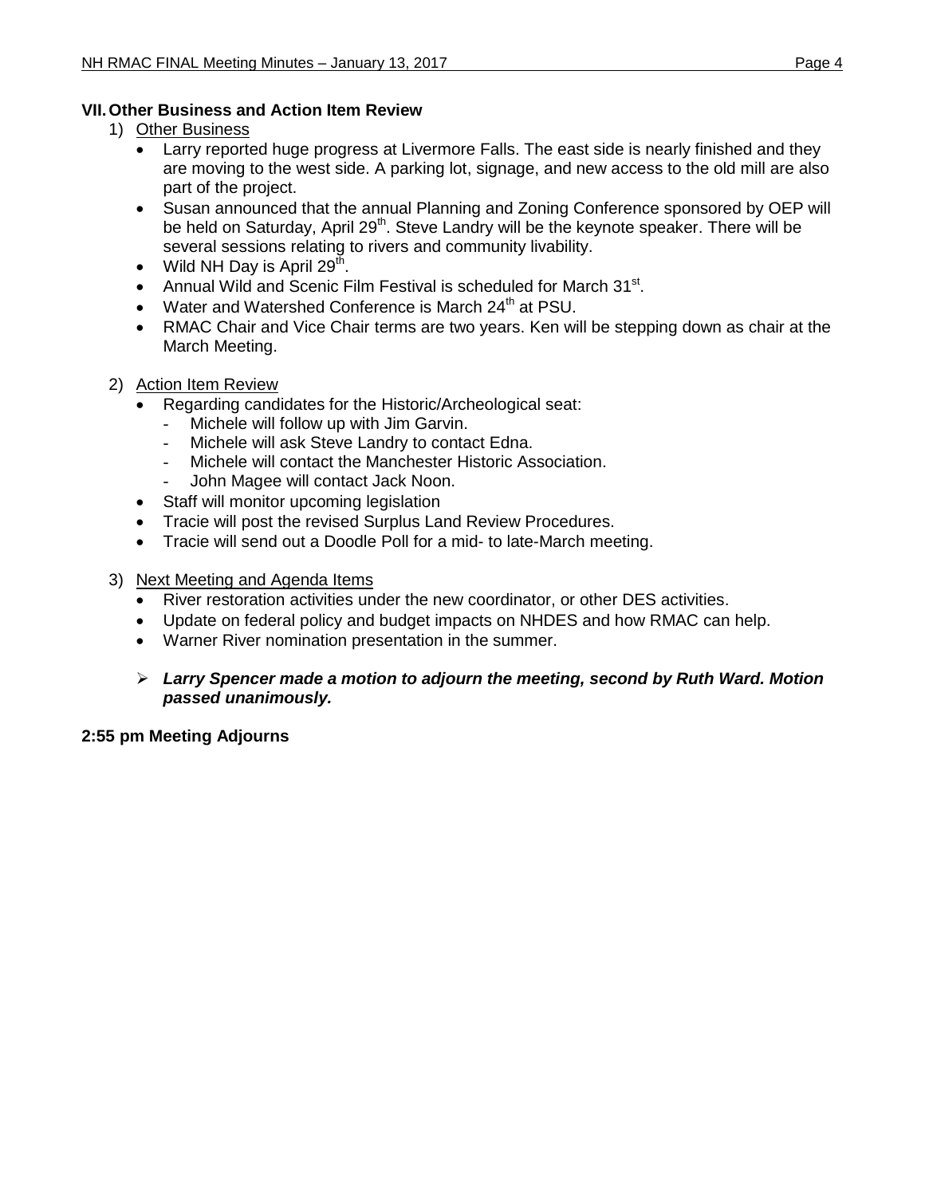## VII. Other Business and Action Item Review

1) Other Business
   - Larry reported huge progress at Livermore Falls. The east side is nearly finished and they are moving to the west side. A parking lot, signage, and new access to the old mill are also part of the project.
   - Susan announced that the annual Planning and Zoning Conference sponsored by OEP will be held on Saturday, April 29th. Steve Landry will be the keynote speaker. There will be several sessions relating to rivers and community livability.
   - Wild NH Day is April 29th.
   - Annual Wild and Scenic Film Festival is scheduled for March 31st.
   - Water and Watershed Conference is March 24th at PSU.
   - RMAC Chair and Vice Chair terms are two years. Ken will be stepping down as chair at the March Meeting.

2) Action Item Review
   - Regarding candidates for the Historic/Archeological seat:
     - Michele will follow up with Jim Garvin.
     - Michele will ask Steve Landry to contact Edna.
     - Michele will contact the Manchester Historic Association.
     - John Magee will contact Jack Noon.
   - Staff will monitor upcoming legislation
   - Tracie will post the revised Surplus Land Review Procedures.
   - Tracie will send out a Doodle Poll for a mid- to late-March meeting.

3) Next Meeting and Agenda Items
   - River restoration activities under the new coordinator, or other DES activities.
   - Update on federal policy and budget impacts on NHDES and how RMAC can help.
   - Warner River nomination presentation in the summer.

   - ***Larry Spencer made a motion to adjourn the meeting, second by Ruth Ward. Motion passed unanimously.***

**2:55 pm Meeting Adjourns**